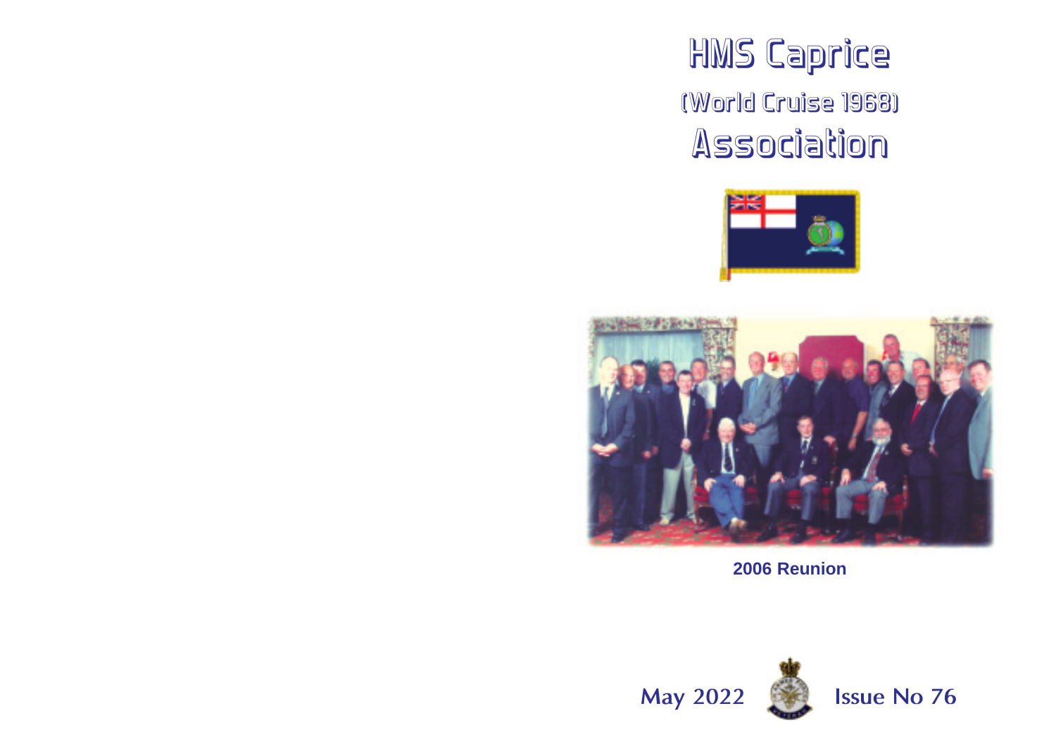# HMS Caprice

## (World Cruise 1968)

# Association

2006 Reunion

May 2022 Issue No 76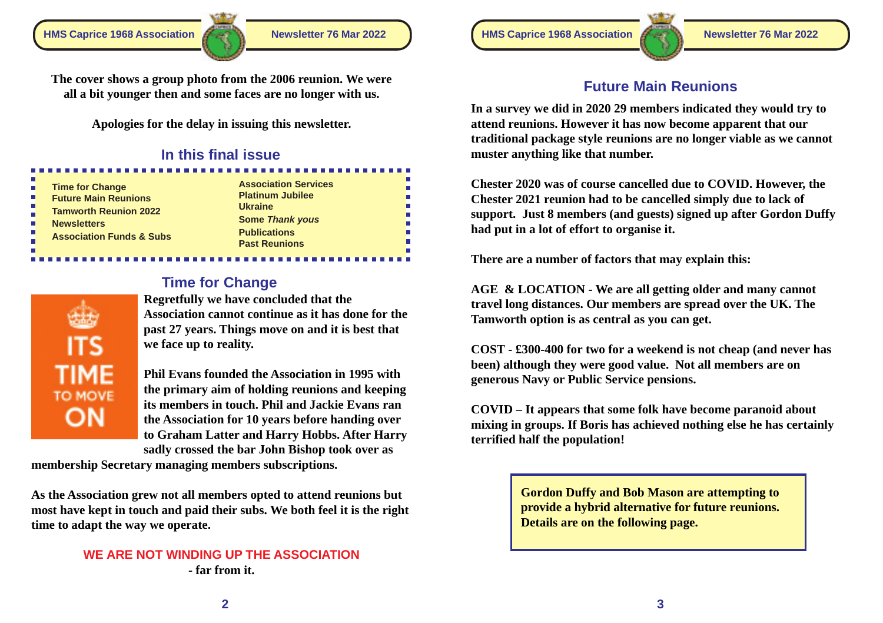**The cover shows a group photo from the 2006 reunion. We were all a bit younger then and some faces are no longer with us.**

**Apologies for the delay in issuing this newsletter.**

## In this final issue

- Time for Change
- Future Main Reunions
- Tamworth Reunion 2022
- Newsletters
- Association Funds & Subs
- Association Services
- Platinum Jubilee
- Ukraine
- Some *Thank yous*
- Publications
- Past Reunions

## Time for Change

ITS TIME TO MOVE ON

**Regretfully we have concluded that the Association cannot continue as it has done for the past 27 years. Things move on and it is best that we face up to reality.**

**Phil Evans founded the Association in 1995 with the primary aim of holding reunions and keeping its members in touch. Phil and Jackie Evans ran the Association for 10 years before handing over to Graham Latter and Harry Hobbs. After Harry sadly crossed the bar John Bishop took over as membership Secretary managing members subscriptions.**

**As the Association grew not all members opted to attend reunions but most have kept in touch and paid their subs. We both feel it is the right time to adapt the way we operate.**

**WE ARE NOT WINDING UP THE ASSOCIATION**

**- far from it.**

## Future Main Reunions

**In a survey we did in 2020 29 members indicated they would try to attend reunions. However it has now become apparent that our traditional package style reunions are no longer viable as we cannot muster anything like that number.**

**Chester 2020 was of course cancelled due to COVID. However, the Chester 2021 reunion had to be cancelled simply due to lack of support. Just 8 members (and guests) signed up after Gordon Duffy had put in a lot of effort to organise it.**

**There are a number of factors that may explain this:**

**AGE & LOCATION - We are all getting older and many cannot travel long distances. Our members are spread over the UK. The Tamworth option is as central as you can get.**

**COST - £300-400 for two for a weekend is not cheap (and never has been) although they were good value. Not all members are on generous Navy or Public Service pensions.**

**COVID – It appears that some folk have become paranoid about mixing in groups. If Boris has achieved nothing else he has certainly terrified half the population!**

**Gordon Duffy and Bob Mason are attempting to provide a hybrid alternative for future reunions. Details are on the following page.**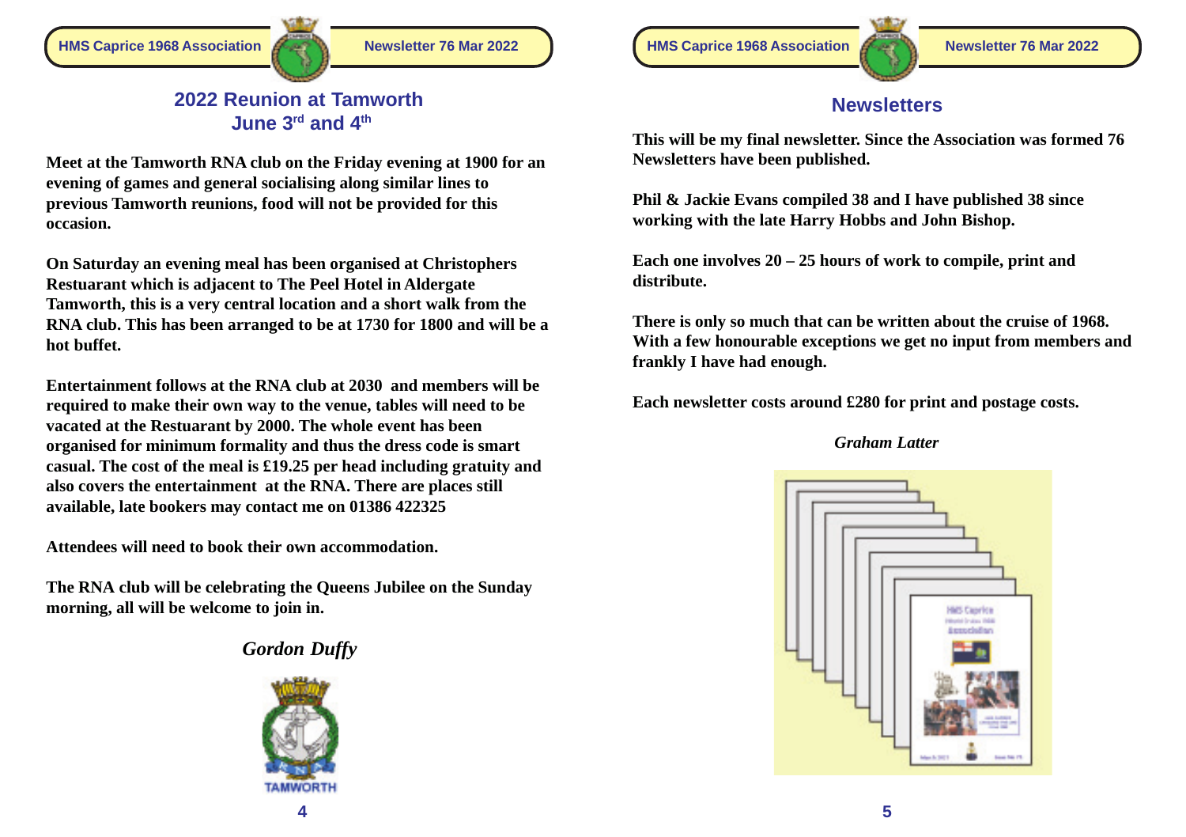## 2022 Reunion at Tamworth
## June 3rd and 4th

**Meet at the Tamworth RNA club on the Friday evening at 1900 for an evening of games and general socialising along similar lines to previous Tamworth reunions, food will not be provided for this occasion.**

**On Saturday an evening meal has been organised at Christophers Restuarant which is adjacent to The Peel Hotel in Aldergate Tamworth, this is a very central location and a short walk from the RNA club. This has been arranged to be at 1730 for 1800 and will be a hot buffet.**

**Entertainment follows at the RNA club at 2030  and members will be required to make their own way to the venue, tables will need to be vacated at the Restuarant by 2000. The whole event has been organised for minimum formality and thus the dress code is smart casual. The cost of the meal is £19.25 per head including gratuity and also covers the entertainment  at the RNA. There are places still available, late bookers may contact me on 01386 422325**

**Attendees will need to book their own accommodation.**

**The RNA club will be celebrating the Queens Jubilee on the Sunday morning, all will be welcome to join in.**

***Gordon Duffy***

## Newsletters

**This will be my final newsletter. Since the Association was formed 76 Newsletters have been published.**

**Phil & Jackie Evans compiled 38 and I have published 38 since working with the late Harry Hobbs and John Bishop.**

**Each one involves 20 – 25 hours of work to compile, print and distribute.**

**There is only so much that can be written about the cruise of 1968. With a few honourable exceptions we get no input from members and frankly I have had enough.**

**Each newsletter costs around £280 for print and postage costs.**

***Graham Latter***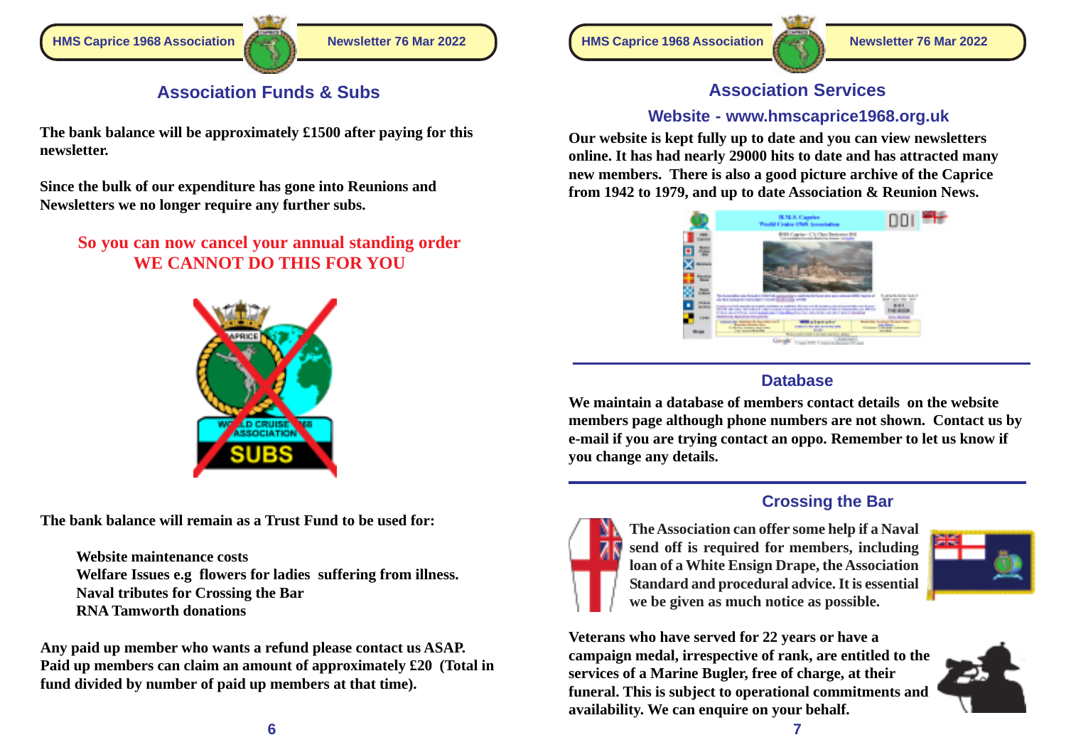## Association Funds & Subs

**The bank balance will be approximately £1500 after paying for this newsletter.**

**Since the bulk of our expenditure has gone into Reunions and Newsletters we no longer require any further subs.**

**So you can now cancel your annual standing order WE CANNOT DO THIS FOR YOU**

**The bank balance will remain as a Trust Fund to be used for:**

- **Website maintenance costs**
- **Welfare Issues e.g flowers for ladies suffering from illness.**
- **Naval tributes for Crossing the Bar**
- **RNA Tamworth donations**

**Any paid up member who wants a refund please contact us ASAP. Paid up members can claim an amount of approximately £20 (Total in fund divided by number of paid up members at that time).**

## Association Services

### Website - www.hmscaprice1968.org.uk

**Our website is kept fully up to date and you can view newsletters online. It has had nearly 29000 hits to date and has attracted many new members. There is also a good picture archive of the Caprice from 1942 to 1979, and up to date Association & Reunion News.**

### Database

**We maintain a database of members contact details on the website members page although phone numbers are not shown. Contact us by e-mail if you are trying contact an oppo. Remember to let us know if you change any details.**

### Crossing the Bar

**The Association can offer some help if a Naval send off is required for members, including loan of a White Ensign Drape, the Association Standard and procedural advice. It is essential we be given as much notice as possible.**

**Veterans who have served for 22 years or have a campaign medal, irrespective of rank, are entitled to the services of a Marine Bugler, free of charge, at their funeral. This is subject to operational commitments and availability. We can enquire on your behalf.**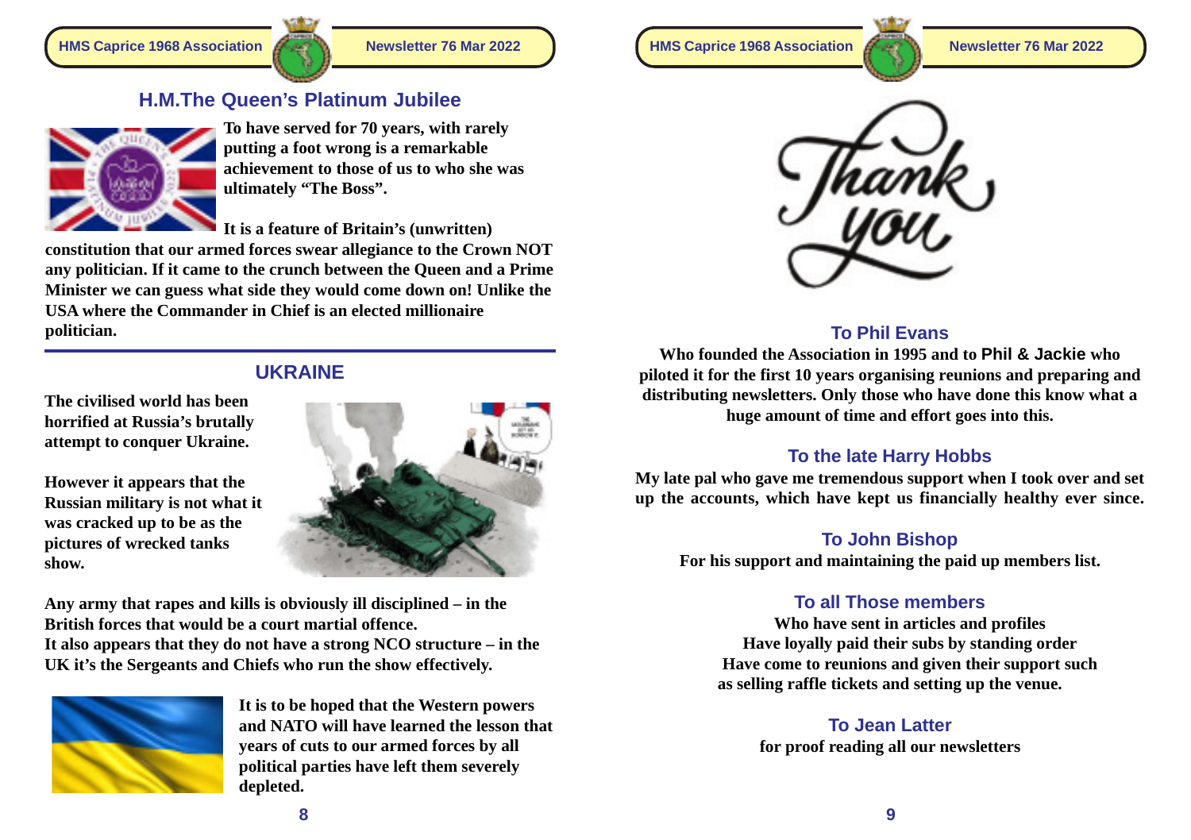## H.M.The Queen's Platinum Jubilee

**To have served for 70 years, with rarely putting a foot wrong is a remarkable achievement to those of us to who she was ultimately "The Boss".**

**It is a feature of Britain's (unwritten) constitution that our armed forces swear allegiance to the Crown NOT any politician. If it came to the crunch between the Queen and a Prime Minister we can guess what side they would come down on! Unlike the USA where the Commander in Chief is an elected millionaire politician.**

## UKRAINE

**The civilised world has been horrified at Russia's brutally attempt to conquer Ukraine.**

**However it appears that the Russian military is not what it was cracked up to be as the pictures of wrecked tanks show.**

**Any army that rapes and kills is obviously ill disciplined – in the British forces that would be a court martial offence.**
**It also appears that they do not have a strong NCO structure – in the UK it's the Sergeants and Chiefs who run the show effectively.**

**It is to be hoped that the Western powers and NATO will have learned the lesson that years of cuts to our armed forces by all political parties have left them severely depleted.**

Thank you

## To Phil Evans

**Who founded the Association in 1995 and to Phil & Jackie who piloted it for the first 10 years organising reunions and preparing and distributing newsletters. Only those who have done this know what a huge amount of time and effort goes into this.**

## To the late Harry Hobbs

**My late pal who gave me tremendous support when I took over and set up the accounts, which have kept us financially healthy ever since.**

## To John Bishop

**For his support and maintaining the paid up members list.**

## To all Those members

**Who have sent in articles and profiles**
**Have loyally paid their subs by standing order**
**Have come to reunions and given their support such as selling raffle tickets and setting up the venue.**

## To Jean Latter

**for proof reading all our newsletters**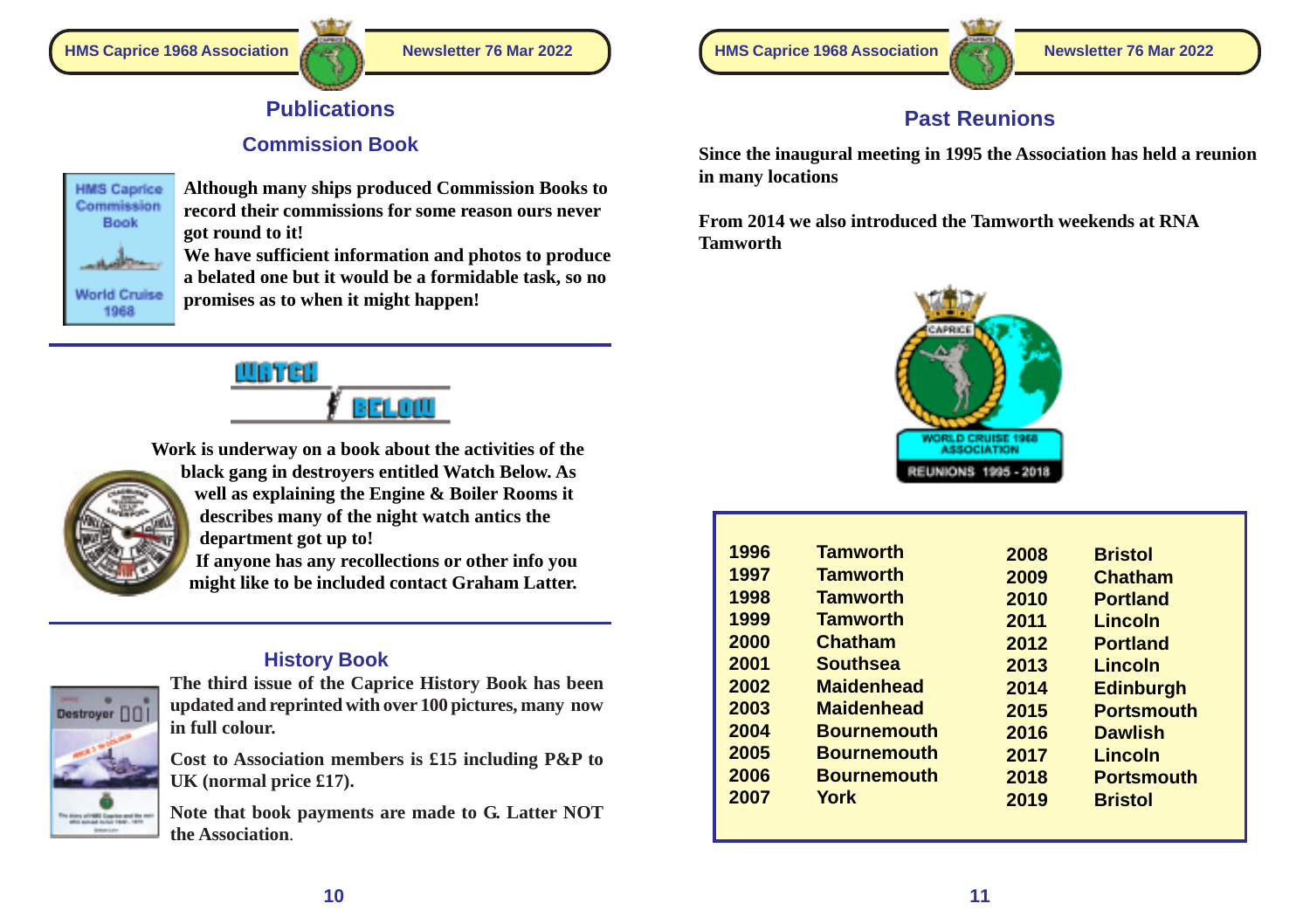## Publications

### Commission Book

**Although many ships produced Commission Books to record their commissions for some reason ours never got round to it!**
**We have sufficient information and photos to produce a belated one but it would be a formidable task, so no promises as to when it might happen!**

### WATCH BELOW

**Work is underway on a book about the activities of the black gang in destroyers entitled Watch Below. As well as explaining the Engine & Boiler Rooms it describes many of the night watch antics the department got up to!**
**If anyone has any recollections or other info you might like to be included contact Graham Latter.**

### History Book

**The third issue of the Caprice History Book has been updated and reprinted with over 100 pictures, many now in full colour.**

**Cost to Association members is £15 including P&P to UK (normal price £17).**

**Note that book payments are made to G. Latter NOT the Association.**

## Past Reunions

**Since the inaugural meeting in 1995 the Association has held a reunion in many locations**

**From 2014 we also introduced the Tamworth weekends at RNA Tamworth**

| Year | Location | Year | Location |
|---|---|---|---|
| 1996 | Tamworth | 2008 | Bristol |
| 1997 | Tamworth | 2009 | Chatham |
| 1998 | Tamworth | 2010 | Portland |
| 1999 | Tamworth | 2011 | Lincoln |
| 2000 | Chatham | 2012 | Portland |
| 2001 | Southsea | 2013 | Lincoln |
| 2002 | Maidenhead | 2014 | Edinburgh |
| 2003 | Maidenhead | 2015 | Portsmouth |
| 2004 | Bournemouth | 2016 | Dawlish |
| 2005 | Bournemouth | 2017 | Lincoln |
| 2006 | Bournemouth | 2018 | Portsmouth |
| 2007 | York | 2019 | Bristol |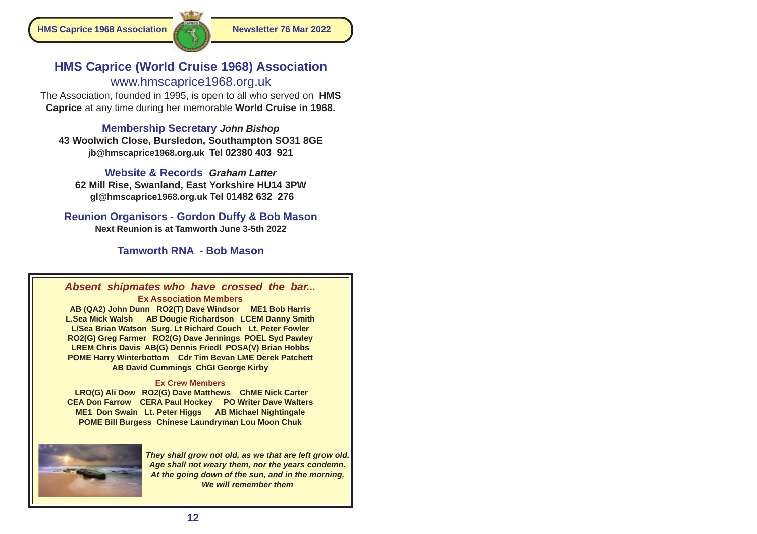# HMS Caprice (World Cruise 1968) Association

www.hmscaprice1968.org.uk

The Association, founded in 1995, is open to all who served on **HMS Caprice** at any time during her memorable **World Cruise in 1968.**

**Membership Secretary** ***John Bishop***
**43 Woolwich Close, Bursledon, Southampton SO31 8GE**
**jb@hmscaprice1968.org.uk Tel 02380 403 921**

**Website & Records** ***Graham Latter***
**62 Mill Rise, Swanland, East Yorkshire HU14 3PW**
**gl@hmscaprice1968.org.uk Tel 01482 632 276**

**Reunion Organisors - Gordon Duffy & Bob Mason**
**Next Reunion is at Tamworth June 3-5th 2022**

**Tamworth RNA - Bob Mason**

## *Absent shipmates who have crossed the bar...*

**Ex Association Members**

**AB (QA2) John Dunn RO2(T) Dave Windsor ME1 Bob Harris L.Sea Mick Walsh AB Dougie Richardson LCEM Danny Smith L/Sea Brian Watson Surg. Lt Richard Couch Lt. Peter Fowler RO2(G) Greg Farmer RO2(G) Dave Jennings POEL Syd Pawley LREM Chris Davis AB(G) Dennis Friedl POSA(V) Brian Hobbs POME Harry Winterbottom Cdr Tim Bevan LME Derek Patchett AB David Cummings ChGI George Kirby**

**Ex Crew Members**

**LRO(G) Ali Dow RO2(G) Dave Matthews ChME Nick Carter CEA Don Farrow CERA Paul Hockey PO Writer Dave Walters ME1 Don Swain Lt. Peter Higgs AB Michael Nightingale POME Bill Burgess Chinese Laundryman Lou Moon Chuk**

***They shall grow not old, as we that are left grow old.***
***Age shall not weary them, nor the years condemn.***
***At the going down of the sun, and in the morning,***
***We will remember them***